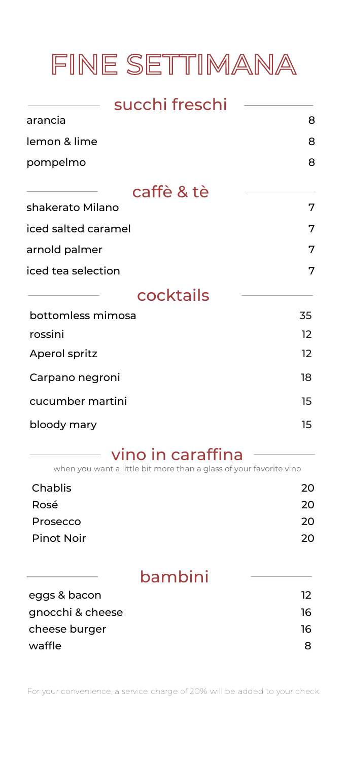# FINE SETTIMANA

## succhi freschi

| | |
|---|---|
| arancia | 8 |
| lemon & lime | 8 |
| pompelmo | 8 |

## caffè & tè

| | |
|---|---|
| shakerato Milano | 7 |
| iced salted caramel | 7 |
| arnold palmer | 7 |
| iced tea selection | 7 |

## cocktails

| | |
|---|---|
| bottomless mimosa | 35 |
| rossini | 12 |
| Aperol spritz | 12 |
| Carpano negroni | 18 |
| cucumber martini | 15 |
| bloody mary | 15 |

## vino in caraffina

when you want a little bit more than a glass of your favorite vino

| | |
|---|---|
| Chablis | 20 |
| Rosé | 20 |
| Prosecco | 20 |
| Pinot Noir | 20 |

## bambini

| | |
|---|---|
| eggs & bacon | 12 |
| gnocchi & cheese | 16 |
| cheese burger | 16 |
| waffle | 8 |

For your convenience, a service charge of 20% will be added to your check.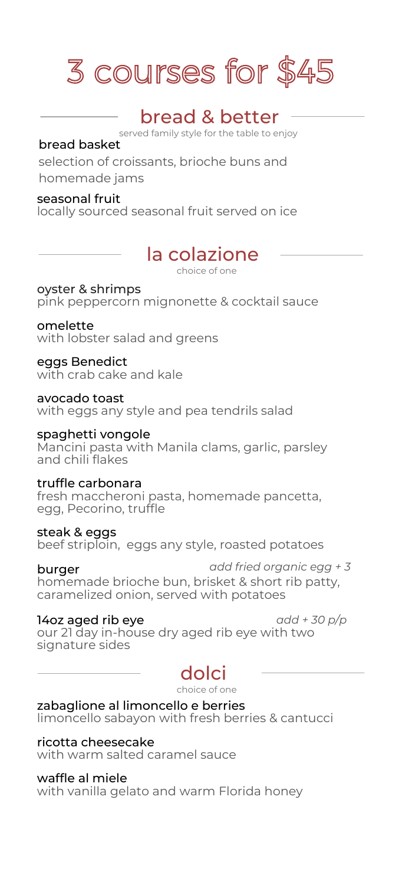# 3 courses for $45

## bread & better

served family style for the table to enjoy

**bread basket**
selection of croissants, brioche buns and homemade jams

**seasonal fruit**
locally sourced seasonal fruit served on ice

## la colazione

choice of one

**oyster & shrimps**
pink peppercorn mignonette & cocktail sauce

**omelette**
with lobster salad and greens

**eggs Benedict**
with crab cake and kale

**avocado toast**
with eggs any style and pea tendrils salad

**spaghetti vongole**
Mancini pasta with Manila clams, garlic, parsley and chili flakes

**truffle carbonara**
fresh maccheroni pasta, homemade pancetta, egg, Pecorino, truffle

**steak & eggs**
beef striploin, eggs any style, roasted potatoes

**burger** *add fried organic egg + 3*
homemade brioche bun, brisket & short rib patty, caramelized onion, served with potatoes

**14oz aged rib eye** *add + 30 p/p*
our 21 day in-house dry aged rib eye with two signature sides

## dolci

choice of one

**zabaglione al limoncello e berries**
limoncello sabayon with fresh berries & cantucci

**ricotta cheesecake**
with warm salted caramel sauce

**waffle al miele**
with vanilla gelato and warm Florida honey